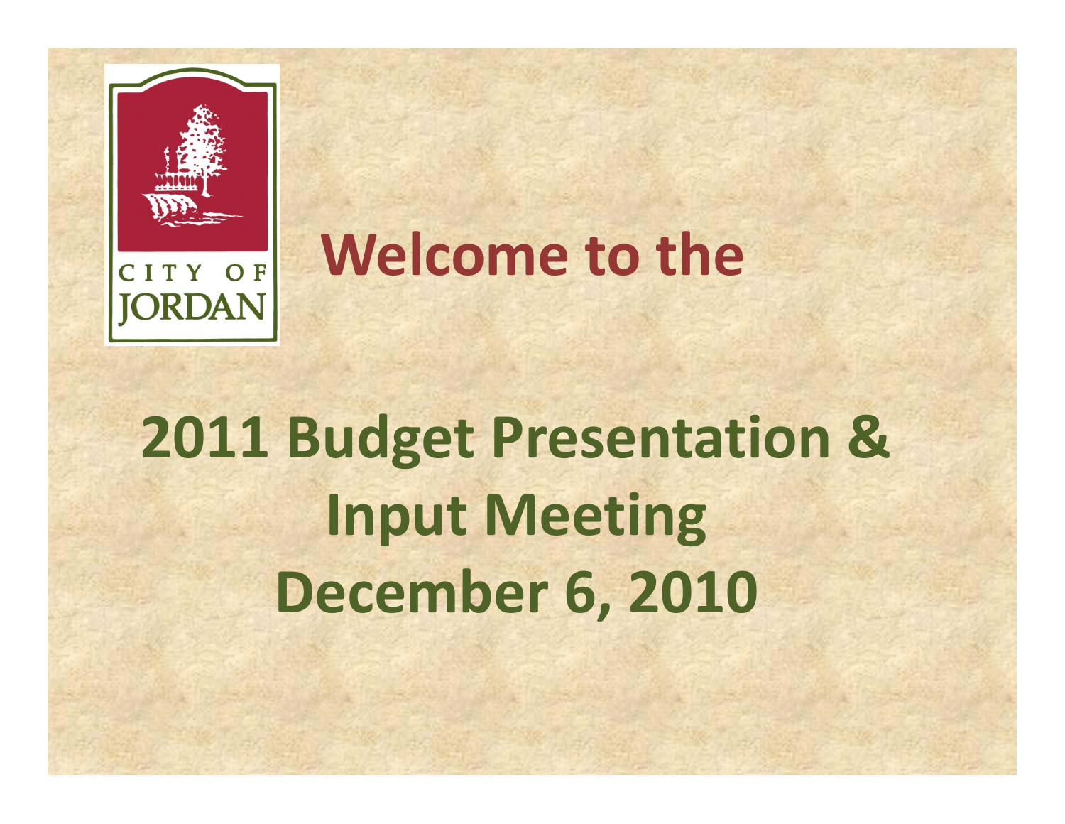CITY OF JORDAN

# Welcome to the

# 2011 Budget Presentation & Input Meeting December 6, 2010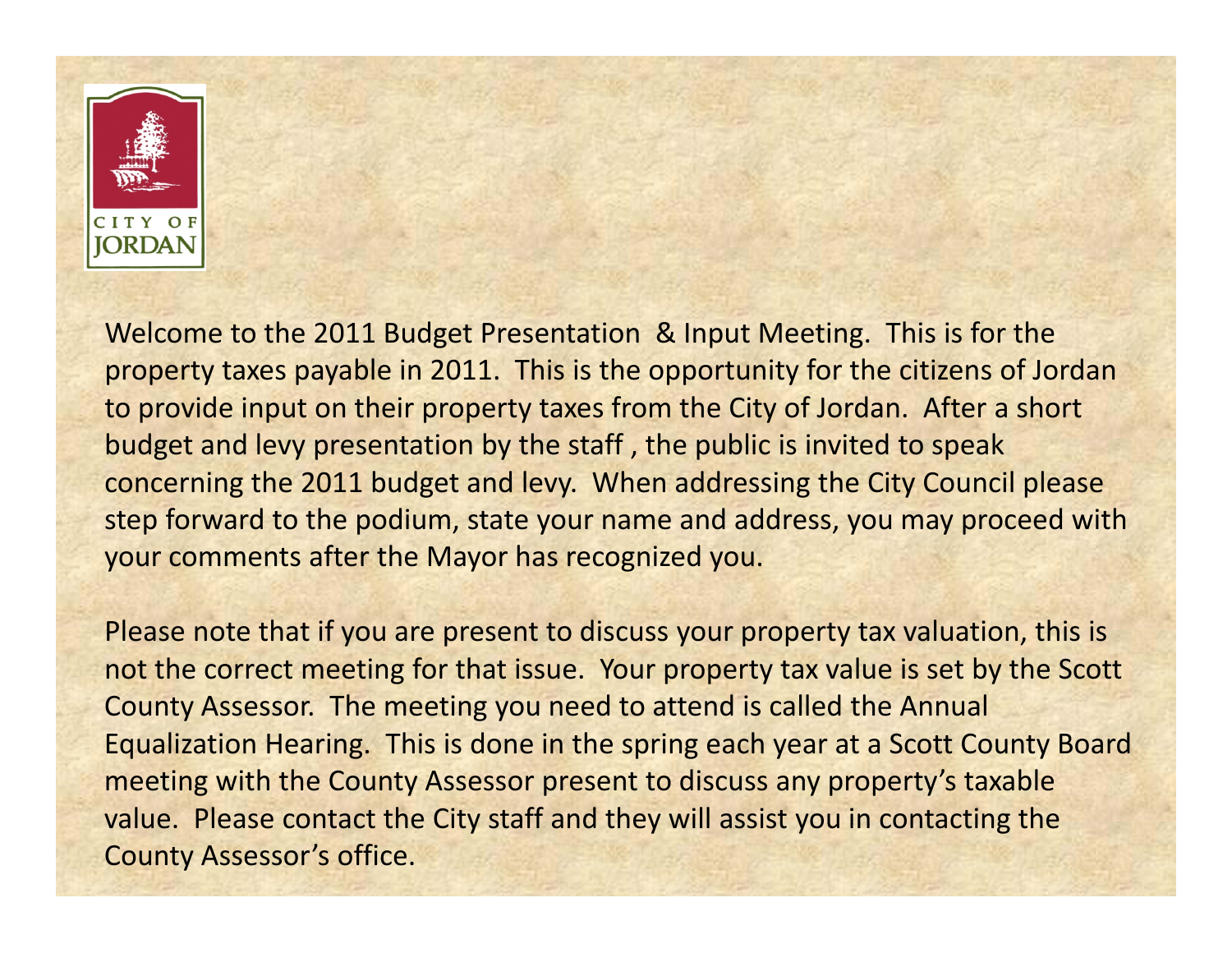Welcome to the 2011 Budget Presentation & Input Meeting. This is for the property taxes payable in 2011. This is the opportunity for the citizens of Jordan to provide input on their property taxes from the City of Jordan. After a short budget and levy presentation by the staff , the public is invited to speak concerning the 2011 budget and levy. When addressing the City Council please step forward to the podium, state your name and address, you may proceed with your comments after the Mayor has recognized you.

Please note that if you are present to discuss your property tax valuation, this is not the correct meeting for that issue. Your property tax value is set by the Scott County Assessor. The meeting you need to attend is called the Annual Equalization Hearing. This is done in the spring each year at a Scott County Board meeting with the County Assessor present to discuss any property's taxable value. Please contact the City staff and they will assist you in contacting the County Assessor's office.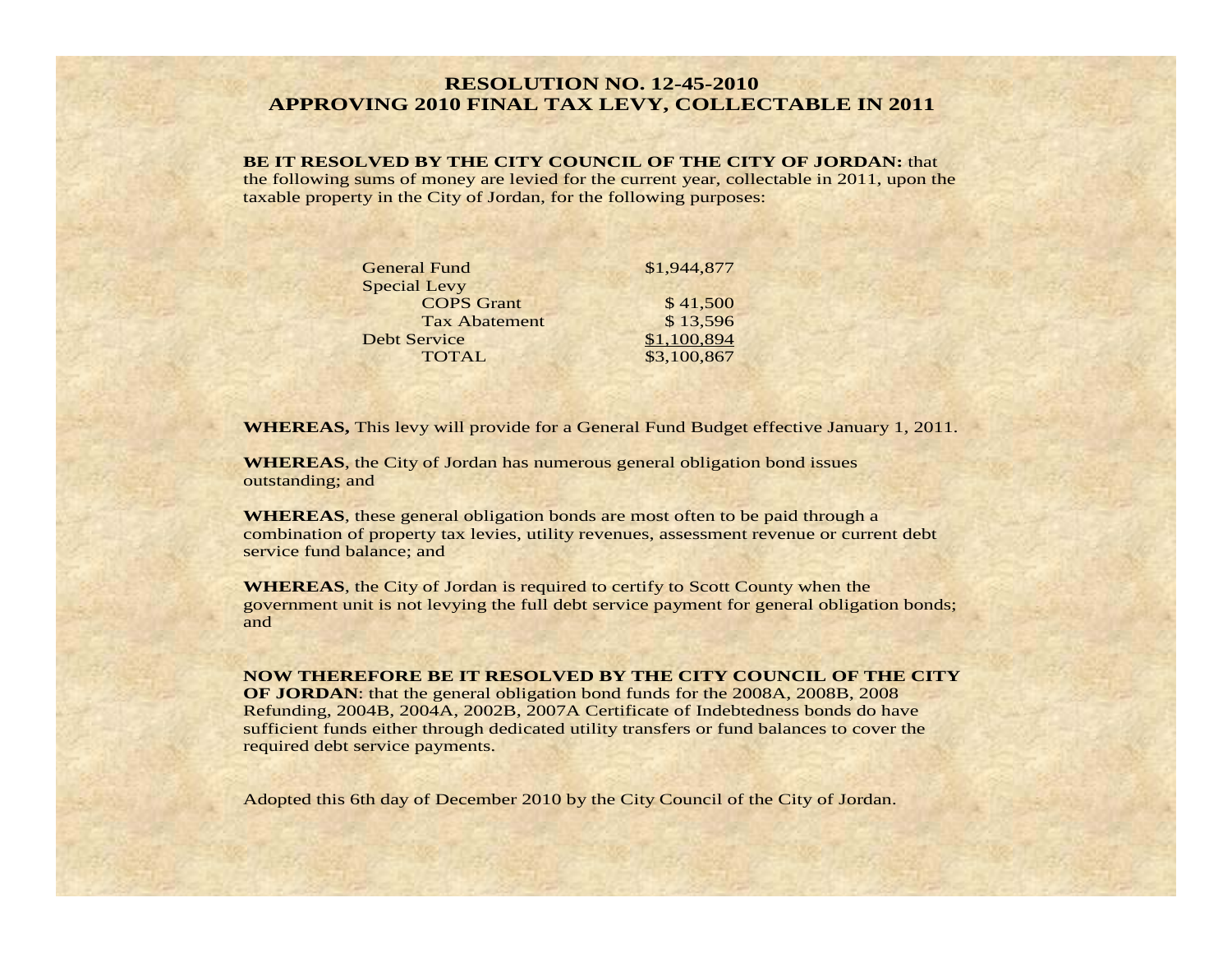# RESOLUTION NO. 12-45-2010
# APPROVING 2010 FINAL TAX LEVY, COLLECTABLE IN 2011

**BE IT RESOLVED BY THE CITY COUNCIL OF THE CITY OF JORDAN:** that the following sums of money are levied for the current year, collectable in 2011, upon the taxable property in the City of Jordan, for the following purposes:

| | |
|---|---|
| General Fund | $1,944,877 |
| Special Levy | |
| COPS Grant | $ 41,500 |
| Tax Abatement | $ 13,596 |
| Debt Service | $1,100,894 |
| TOTAL | $3,100,867 |

**WHEREAS,** This levy will provide for a General Fund Budget effective January 1, 2011.

**WHEREAS**, the City of Jordan has numerous general obligation bond issues outstanding; and

**WHEREAS**, these general obligation bonds are most often to be paid through a combination of property tax levies, utility revenues, assessment revenue or current debt service fund balance; and

**WHEREAS**, the City of Jordan is required to certify to Scott County when the government unit is not levying the full debt service payment for general obligation bonds; and

**NOW THEREFORE BE IT RESOLVED BY THE CITY COUNCIL OF THE CITY OF JORDAN**: that the general obligation bond funds for the 2008A, 2008B, 2008 Refunding, 2004B, 2004A, 2002B, 2007A Certificate of Indebtedness bonds do have sufficient funds either through dedicated utility transfers or fund balances to cover the required debt service payments.

Adopted this 6th day of December 2010 by the City Council of the City of Jordan.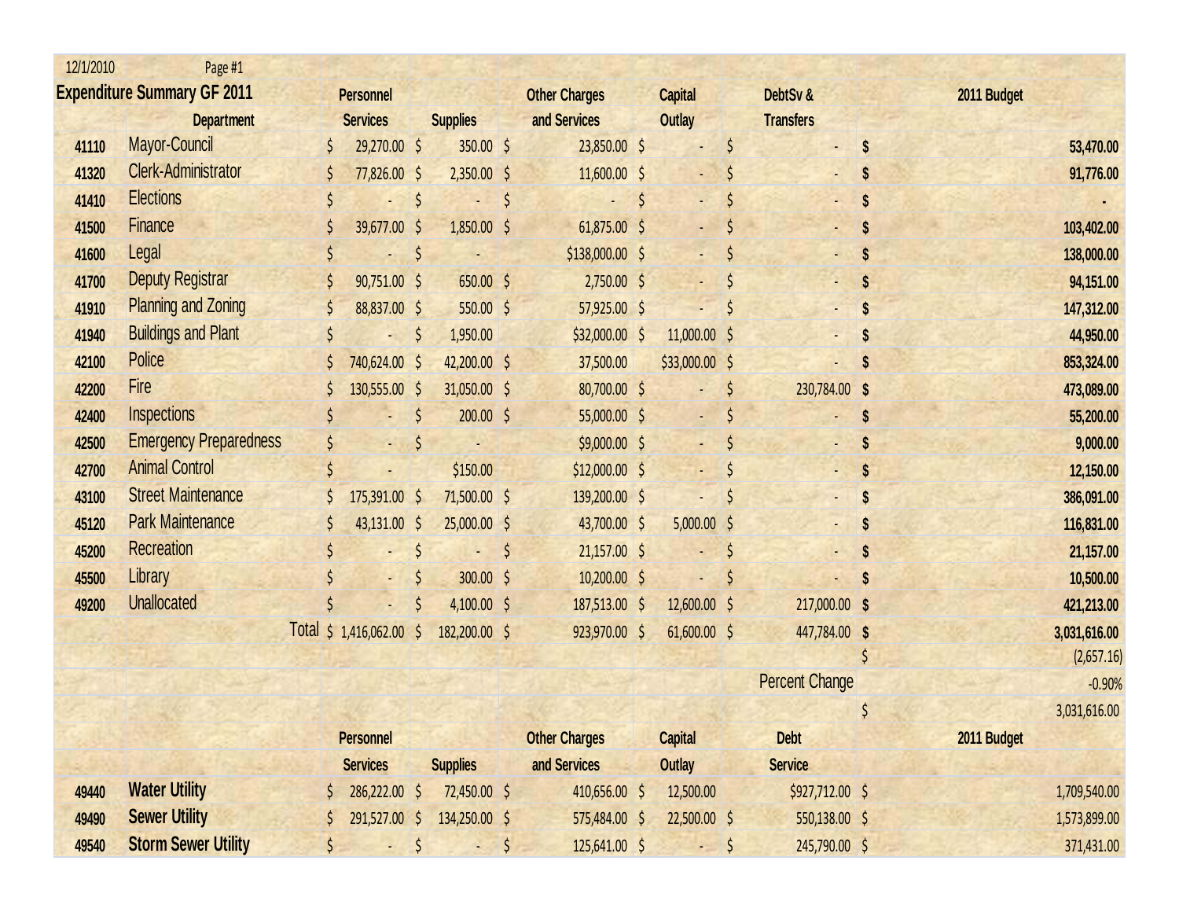12/1/2010 Page #1

| Expenditure Summary GF 2011 | | Personnel | Supplies | Other Charges | Capital | DebtSv & | 2011 Budget |
|---|---|---|---|---|---|---|---|
| | Department | Services | | and Services | Outlay | Transfers | |
| 41110 | Mayor-Council | $ 29,270.00 | $ 350.00 | $ 23,850.00 | $ - | $ - | $ 53,470.00 |
| 41320 | Clerk-Administrator | $ 77,826.00 | $ 2,350.00 | $ 11,600.00 | $ - | $ - | $ 91,776.00 |
| 41410 | Elections | $ - | $ - | $ - | $ - | $ - | $ - |
| 41500 | Finance | $ 39,677.00 | $ 1,850.00 | $ 61,875.00 | $ - | $ - | $ 103,402.00 |
| 41600 | Legal | $ - | $ - | $138,000.00 | $ - | $ - | $ 138,000.00 |
| 41700 | Deputy Registrar | $ 90,751.00 | $ 650.00 | $ 2,750.00 | $ - | $ - | $ 94,151.00 |
| 41910 | Planning and Zoning | $ 88,837.00 | $ 550.00 | $ 57,925.00 | $ - | $ - | $ 147,312.00 |
| 41940 | Buildings and Plant | $ - | $ 1,950.00 | $32,000.00 | $ 11,000.00 | $ - | $ 44,950.00 |
| 42100 | Police | $ 740,624.00 | $ 42,200.00 | $ 37,500.00 | $33,000.00 | $ - | $ 853,324.00 |
| 42200 | Fire | $ 130,555.00 | $ 31,050.00 | $ 80,700.00 | $ - | $ 230,784.00 | $ 473,089.00 |
| 42400 | Inspections | $ - | $ 200.00 | $ 55,000.00 | $ - | $ - | $ 55,200.00 |
| 42500 | Emergency Preparedness | $ - | $ - | $9,000.00 | $ - | $ - | $ 9,000.00 |
| 42700 | Animal Control | $ - | $150.00 | $12,000.00 | $ - | $ - | $ 12,150.00 |
| 43100 | Street Maintenance | $ 175,391.00 | $ 71,500.00 | $ 139,200.00 | $ - | $ - | $ 386,091.00 |
| 45120 | Park Maintenance | $ 43,131.00 | $ 25,000.00 | $ 43,700.00 | $ 5,000.00 | $ - | $ 116,831.00 |
| 45200 | Recreation | $ - | $ - | $ 21,157.00 | $ - | $ - | $ 21,157.00 |
| 45500 | Library | $ - | $ 300.00 | $ 10,200.00 | $ - | $ - | $ 10,500.00 |
| 49200 | Unallocated | $ - | $ 4,100.00 | $ 187,513.00 | $ 12,600.00 | $ 217,000.00 | $ 421,213.00 |
| | Total | $ 1,416,062.00 | $ 182,200.00 | $ 923,970.00 | $ 61,600.00 | $ 447,784.00 | $ 3,031,616.00 |
| | | | | | | | $ (2,657.16) |
| | | | | | | Percent Change | -0.90% |
| | | | | | | | $ 3,031,616.00 |

| | | Personnel | Supplies | Other Charges | Capital | Debt | 2011 Budget |
|---|---|---|---|---|---|---|---|
| | | Services | | and Services | Outlay | Service | |
| 49440 | **Water Utility** | $ 286,222.00 | $ 72,450.00 | $ 410,656.00 | $ 12,500.00 | $927,712.00 | $ 1,709,540.00 |
| 49490 | **Sewer Utility** | $ 291,527.00 | $ 134,250.00 | $ 575,484.00 | $ 22,500.00 | $ 550,138.00 | $ 1,573,899.00 |
| 49540 | **Storm Sewer Utility** | $ - | $ - | $ 125,641.00 | $ - | $ 245,790.00 | $ 371,431.00 |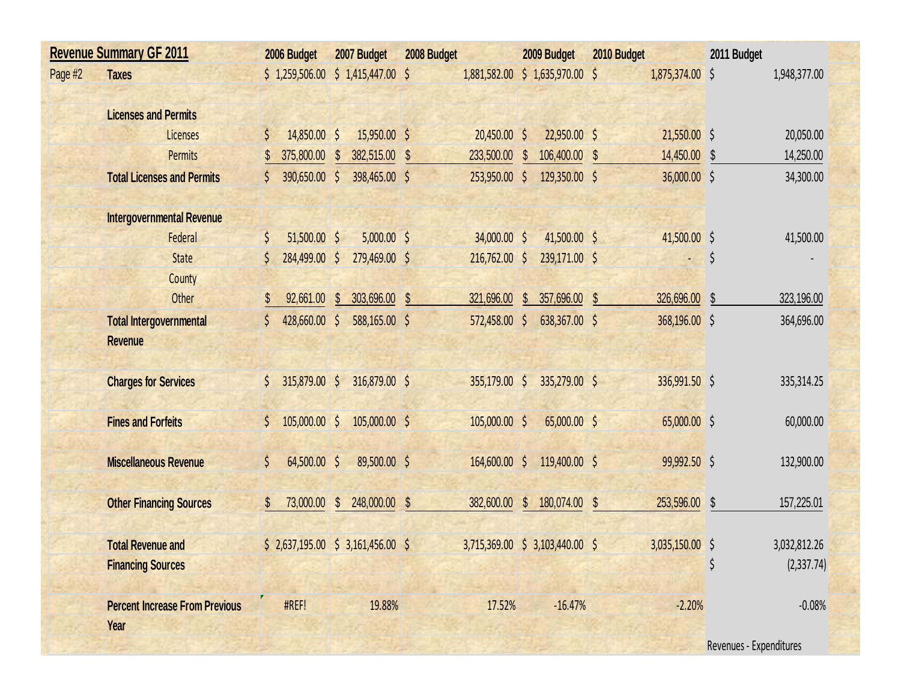## Revenue Summary GF 2011

| Page #2 | | 2006 Budget | 2007 Budget | 2008 Budget | 2009 Budget | 2010 Budget | 2011 Budget |
|---|---|---|---|---|---|---|---|
| | Taxes | $ 1,259,506.00 | $ 1,415,447.00 | $ 1,881,582.00 | $ 1,635,970.00 | $ 1,875,374.00 | $ 1,948,377.00 |
| | **Licenses and Permits** | | | | | | |
| | Licenses | $ 14,850.00 | $ 15,950.00 | $ 20,450.00 | $ 22,950.00 | $ 21,550.00 | $ 20,050.00 |
| | Permits | $ 375,800.00 | $ 382,515.00 | $ 233,500.00 | $ 106,400.00 | $ 14,450.00 | $ 14,250.00 |
| | **Total Licenses and Permits** | $ 390,650.00 | $ 398,465.00 | $ 253,950.00 | $ 129,350.00 | $ 36,000.00 | $ 34,300.00 |
| | **Intergovernmental Revenue** | | | | | | |
| | Federal | $ 51,500.00 | $ 5,000.00 | $ 34,000.00 | $ 41,500.00 | $ 41,500.00 | $ 41,500.00 |
| | State | $ 284,499.00 | $ 279,469.00 | $ 216,762.00 | $ 239,171.00 | $ - | $ - |
| | County | | | | | | |
| | Other | $ 92,661.00 | $ 303,696.00 | $ 321,696.00 | $ 357,696.00 | $ 326,696.00 | $ 323,196.00 |
| | **Total Intergovernmental Revenue** | $ 428,660.00 | $ 588,165.00 | $ 572,458.00 | $ 638,367.00 | $ 368,196.00 | $ 364,696.00 |
| | **Charges for Services** | $ 315,879.00 | $ 316,879.00 | $ 355,179.00 | $ 335,279.00 | $ 336,991.50 | $ 335,314.25 |
| | **Fines and Forfeits** | $ 105,000.00 | $ 105,000.00 | $ 105,000.00 | $ 65,000.00 | $ 65,000.00 | $ 60,000.00 |
| | **Miscellaneous Revenue** | $ 64,500.00 | $ 89,500.00 | $ 164,600.00 | $ 119,400.00 | $ 99,992.50 | $ 132,900.00 |
| | **Other Financing Sources** | $ 73,000.00 | $ 248,000.00 | $ 382,600.00 | $ 180,074.00 | $ 253,596.00 | $ 157,225.01 |
| | **Total Revenue and Financing Sources** | $ 2,637,195.00 | $ 3,161,456.00 | $ 3,715,369.00 | $ 3,103,440.00 | $ 3,035,150.00 | $ 3,032,812.26 |
| | | | | | | | $ (2,337.74) |
| | **Percent Increase From Previous Year** | #REF! | 19.88% | 17.52% | -16.47% | -2.20% | -0.08% |
| | | | | | | | Revenues - Expenditures |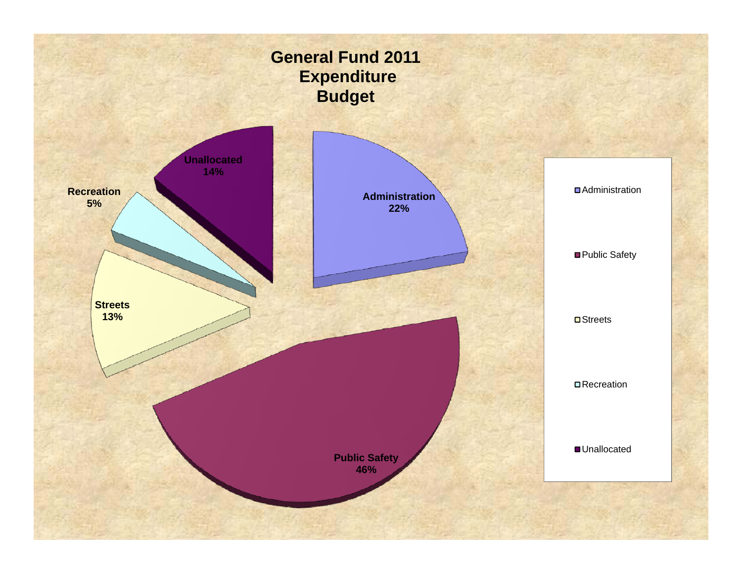# General Fund 2011 Expenditure Budget

| Category | Percentage |
|---|---|
| Administration | 22% |
| Public Safety | 46% |
| Streets | 13% |
| Recreation | 5% |
| Unallocated | 14% |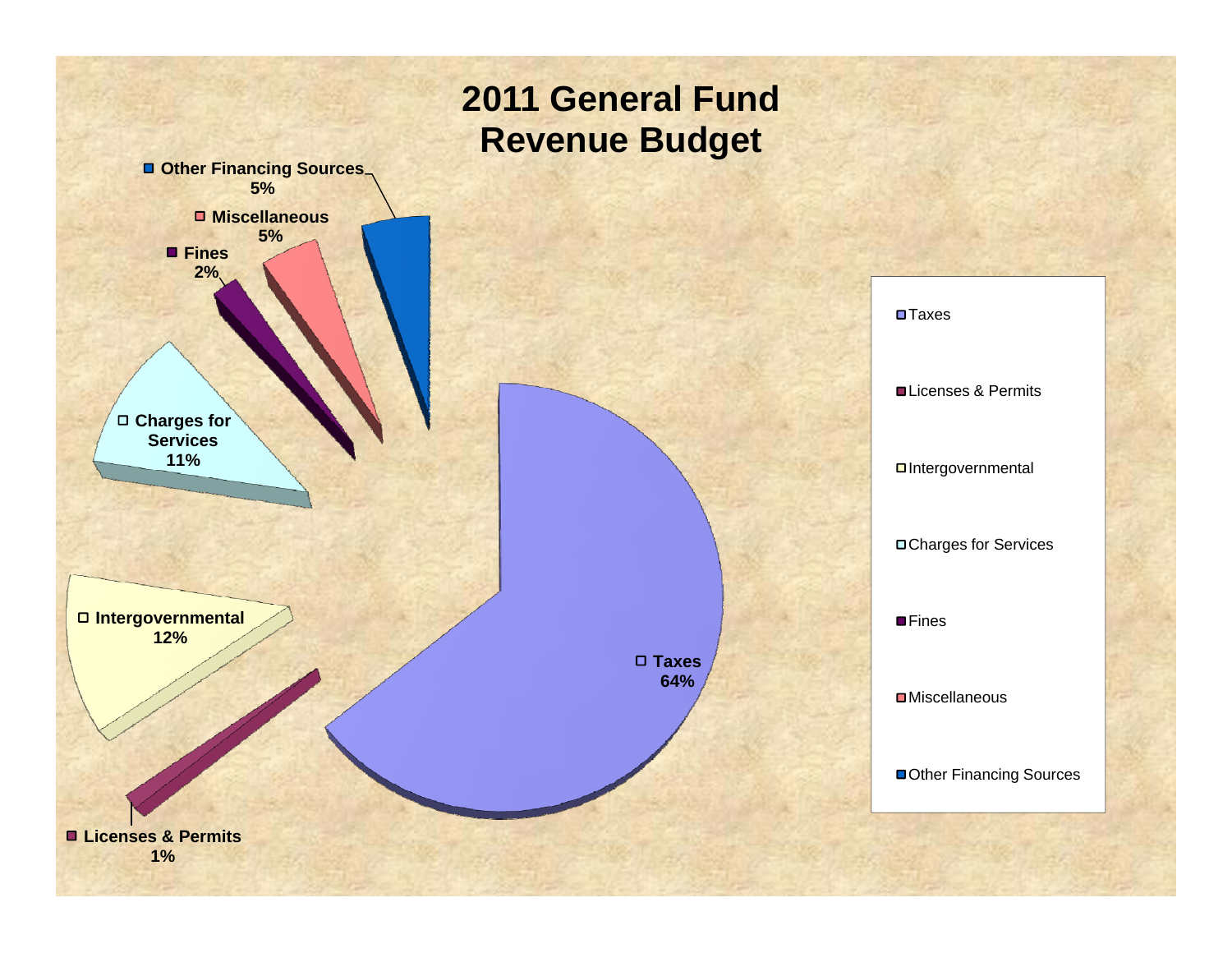# 2011 General Fund Revenue Budget

- Taxes: 64%
- Licenses & Permits: 1%
- Intergovernmental: 12%
- Charges for Services: 11%
- Fines: 2%
- Miscellaneous: 5%
- Other Financing Sources: 5%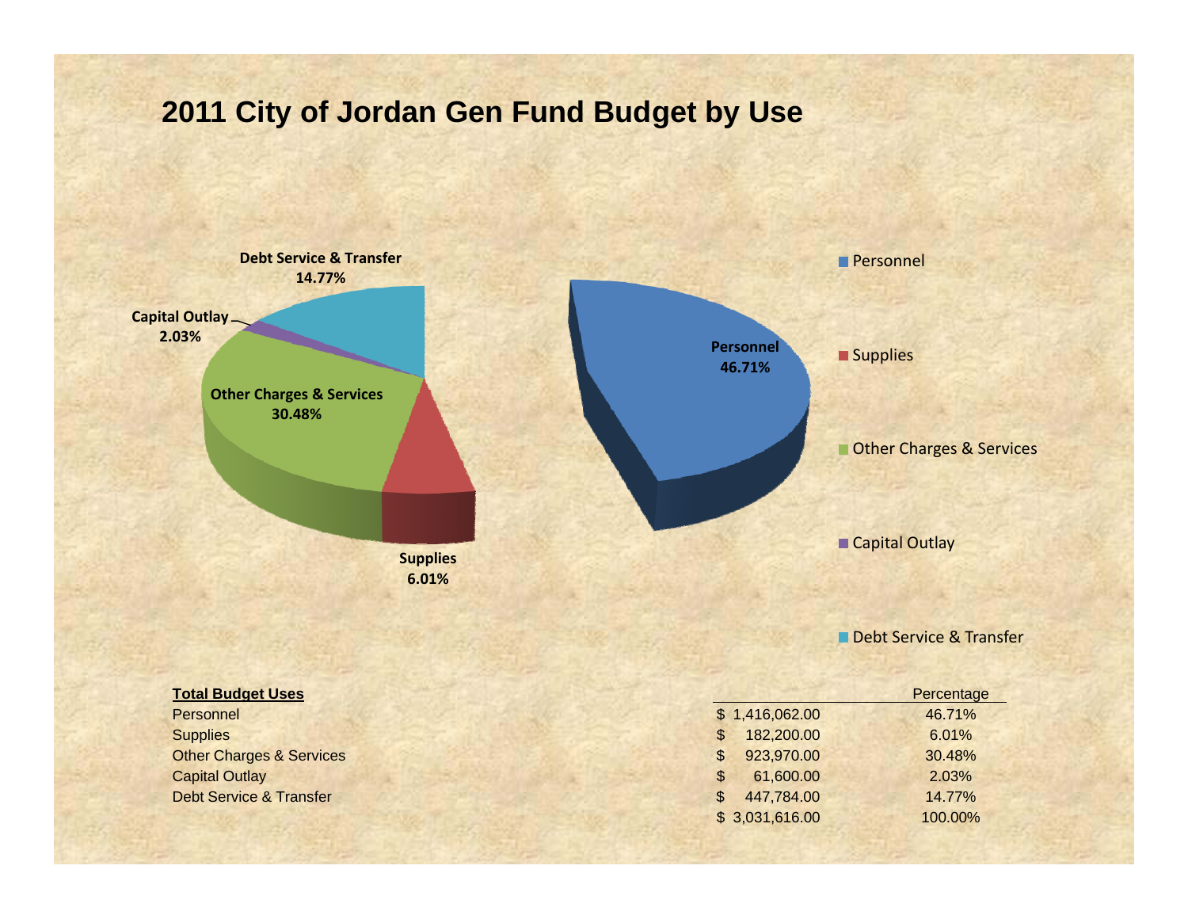## 2011 City of Jordan Gen Fund Budget by Use

Debt Service & Transfer 14.77%
Capital Outlay 2.03%
Other Charges & Services 30.48%
Supplies 6.01%
Personnel 46.71%

- Personnel
- Supplies
- Other Charges & Services
- Capital Outlay
- Debt Service & Transfer

| **Total Budget Uses** | | Percentage |
|---|---|---|
| Personnel | $ 1,416,062.00 | 46.71% |
| Supplies | $ 182,200.00 | 6.01% |
| Other Charges & Services | $ 923,970.00 | 30.48% |
| Capital Outlay | $ 61,600.00 | 2.03% |
| Debt Service & Transfer | $ 447,784.00 | 14.77% |
| | $ 3,031,616.00 | 100.00% |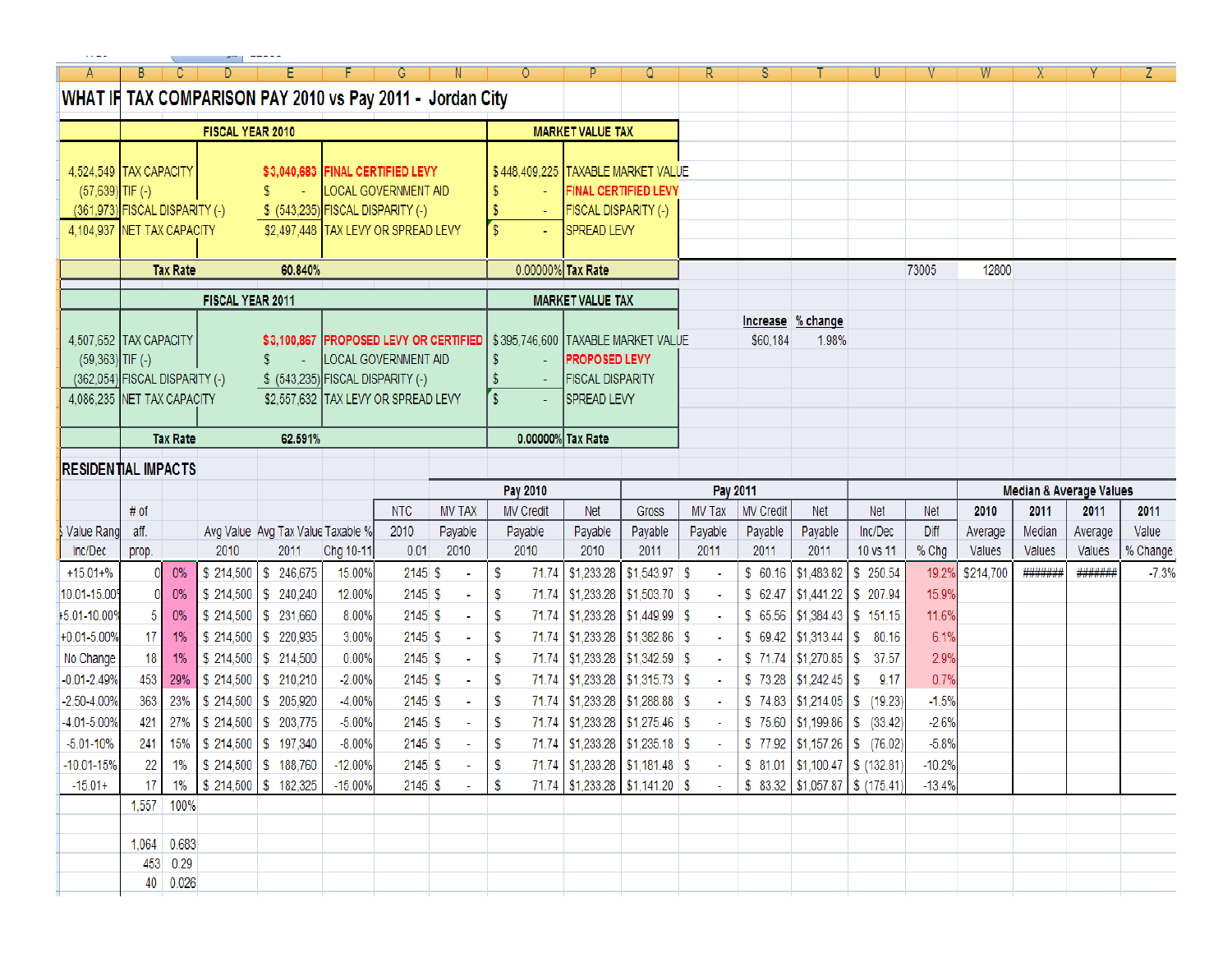# WHAT IF TAX COMPARISON PAY 2010 vs Pay 2011 - Jordan City

| | FISCAL YEAR 2010 | | | MARKET VALUE TAX | |
|---|---|---|---|---|---|
| 4,524,549 | TAX CAPACITY | $3,040,683 | FINAL CERTIFIED LEVY | $ 448,409,225 | TAXABLE MARKET VALUE |
| (57,639) | TIF (-) | $ - | LOCAL GOVERNMENT AID | $ - | FINAL CERTIFIED LEVY |
| (361,973) | FISCAL DISPARITY (-) | $ (543,235) | FISCAL DISPARITY (-) | $ - | FISCAL DISPARITY (-) |
| 4,104,937 | NET TAX CAPACITY | $2,497,448 | TAX LEVY OR SPREAD LEVY | $ - | SPREAD LEVY |
| | Tax Rate | 60.840% | | 0.00000% | Tax Rate |

73005 12800

| | FISCAL YEAR 2011 | | | MARKET VALUE TAX | |
|---|---|---|---|---|---|
| 4,507,652 | TAX CAPACITY | $3,100,867 | PROPOSED LEVY OR CERTIFIED | $ 395,746,600 | TAXABLE MARKET VALUE |
| (59,363) | TIF (-) | $ - | LOCAL GOVERNMENT AID | $ - | PROPOSED LEVY |
| (362,054) | FISCAL DISPARITY (-) | $ (543,235) | FISCAL DISPARITY (-) | $ - | FISCAL DISPARITY |
| 4,086,235 | NET TAX CAPACITY | $2,557,632 | TAX LEVY OR SPREAD LEVY | $ - | SPREAD LEVY |
| | Tax Rate | 62.591% | | 0.00000% | Tax Rate |

| Increase | % change |
|---|---|
| $60,184 | 1.98% |

## RESIDENTIAL IMPACTS

| Value Range Inc/Dec | # of aff. prop. | | Avg Value 2010 | Avg Tax Value 2011 | Taxable % Chg 10-11 | NTC 2010 0.01 | MV TAX Payable 2010 | MV Credit Payable 2010 | Net Payable 2010 | Gross Payable 2011 | MV Tax Payable 2011 | MV Credit Payable 2011 | Net Payable 2011 | Net Inc/Dec 10 vs 11 | Net Diff % Chg | 2010 Average Values | 2011 Median Values | 2011 Average Values | 2011 Value % Change |
|---|---|---|---|---|---|---|---|---|---|---|---|---|---|---|---|---|---|---|---|
| | | | | | | | Pay 2010 | | | Pay 2011 | | | | | | Median & Average Values | | | |
| +15.01+% | 0 | 0% | $ 214,500 | $ 246,675 | 15.00% | 2145 | $ - | $ 71.74 | $1,233.28 | $1,543.97 | $ - | $ 60.16 | $1,483.82 | $ 250.54 | 19.2% | $214,700 | ####### | ####### | -7.3% |
| 10.01-15.00% | 0 | 0% | $ 214,500 | $ 240,240 | 12.00% | 2145 | $ - | $ 71.74 | $1,233.28 | $1,503.70 | $ - | $ 62.47 | $1,441.22 | $ 207.94 | 15.9% | | | | |
| 5.01-10.00% | 5 | 0% | $ 214,500 | $ 231,660 | 8.00% | 2145 | $ - | $ 71.74 | $1,233.28 | $1,449.99 | $ - | $ 65.56 | $1,384.43 | $ 151.15 | 11.6% | | | | |
| +0.01-5.00% | 17 | 1% | $ 214,500 | $ 220,935 | 3.00% | 2145 | $ - | $ 71.74 | $1,233.28 | $1,382.86 | $ - | $ 69.42 | $1,313.44 | $ 80.16 | 6.1% | | | | |
| No Change | 18 | 1% | $ 214,500 | $ 214,500 | 0.00% | 2145 | $ - | $ 71.74 | $1,233.28 | $1,342.59 | $ - | $ 71.74 | $1,270.85 | $ 37.57 | 2.9% | | | | |
| -0.01-2.49% | 453 | 29% | $ 214,500 | $ 210,210 | -2.00% | 2145 | $ - | $ 71.74 | $1,233.28 | $1,315.73 | $ - | $ 73.28 | $1,242.45 | $ 9.17 | 0.7% | | | | |
| -2.50-4.00% | 363 | 23% | $ 214,500 | $ 205,920 | -4.00% | 2145 | $ - | $ 71.74 | $1,233.28 | $1,288.88 | $ - | $ 74.83 | $1,214.05 | $ (19.23) | -1.5% | | | | |
| -4.01-5.00% | 421 | 27% | $ 214,500 | $ 203,775 | -5.00% | 2145 | $ - | $ 71.74 | $1,233.28 | $1,275.46 | $ - | $ 75.60 | $1,199.86 | $ (33.42) | -2.6% | | | | |
| -5.01-10% | 241 | 15% | $ 214,500 | $ 197,340 | -8.00% | 2145 | $ - | $ 71.74 | $1,233.28 | $1,235.18 | $ - | $ 77.92 | $1,157.26 | $ (76.02) | -5.8% | | | | |
| -10.01-15% | 22 | 1% | $ 214,500 | $ 188,760 | -12.00% | 2145 | $ - | $ 71.74 | $1,233.28 | $1,181.48 | $ - | $ 81.01 | $1,100.47 | $ (132.81) | -10.2% | | | | |
| -15.01+ | 17 | 1% | $ 214,500 | $ 182,325 | -15.00% | 2145 | $ - | $ 71.74 | $1,233.28 | $1,141.20 | $ - | $ 83.32 | $1,057.87 | $ (175.41) | -13.4% | | | | |
| | 1,557 | 100% | | | | | | | | | | | | | | | | | |

| | |
|---|---|
| 1,064 | 0.683 |
| 453 | 0.29 |
| 40 | 0.026 |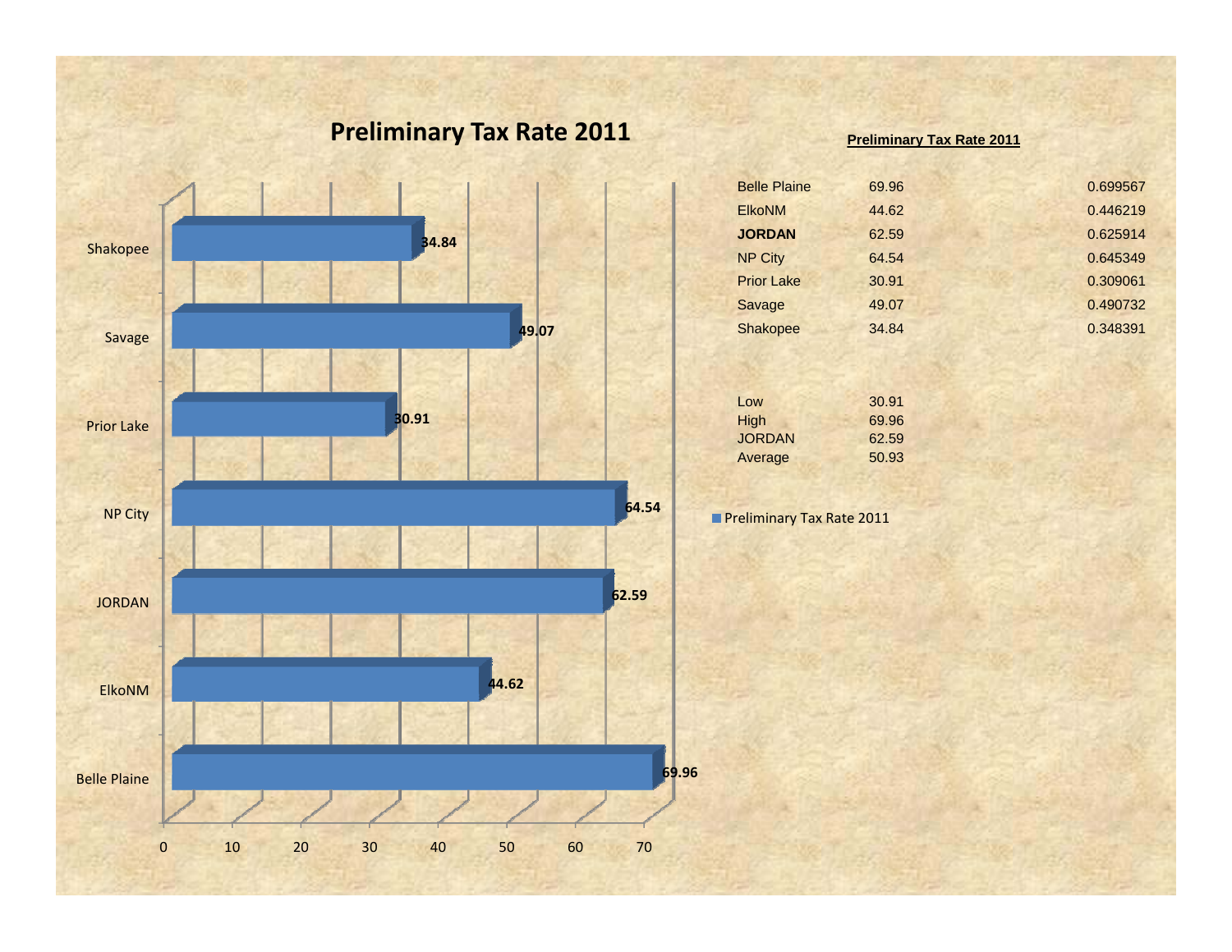# Preliminary Tax Rate 2011

| | |
|---|---|
| Shakopee | 34.84 |
| Savage | 49.07 |
| Prior Lake | 30.91 |
| NP City | 64.54 |
| JORDAN | 62.59 |
| ElkoNM | 44.62 |
| Belle Plaine | 69.96 |

0 10 20 30 40 50 60 70

## Preliminary Tax Rate 2011

| | | |
|---|---|---|
| Belle Plaine | 69.96 | 0.699567 |
| ElkoNM | 44.62 | 0.446219 |
| **JORDAN** | 62.59 | 0.625914 |
| NP City | 64.54 | 0.645349 |
| Prior Lake | 30.91 | 0.309061 |
| Savage | 49.07 | 0.490732 |
| Shakopee | 34.84 | 0.348391 |

| | |
|---|---|
| Low | 30.91 |
| High | 69.96 |
| JORDAN | 62.59 |
| Average | 50.93 |

Preliminary Tax Rate 2011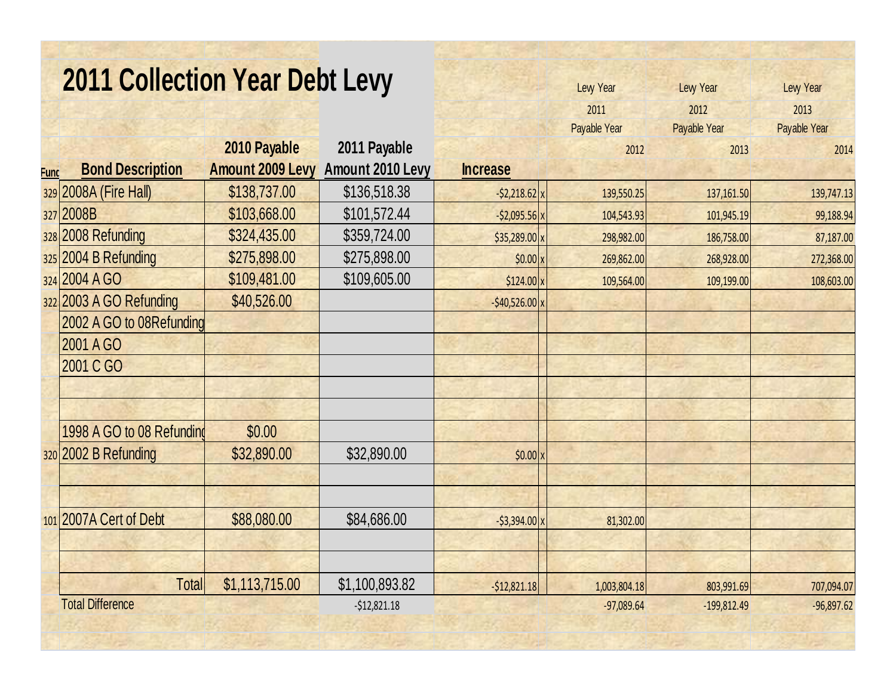# 2011 Collection Year Debt Levy

| Fund | Bond Description | 2010 Payable Amount 2009 Levy | 2011 Payable Amount 2010 Levy | Increase | | Levy Year 2011 Payable Year 2012 | Levy Year 2012 Payable Year 2013 | Levy Year 2013 Payable Year 2014 |
|---|---|---|---|---|---|---|---|---|
| 329 | 2008A (Fire Hall) | $138,737.00 | $136,518.38 | -$2,218.62 | x | 139,550.25 | 137,161.50 | 139,747.13 |
| 327 | 2008B | $103,668.00 | $101,572.44 | -$2,095.56 | x | 104,543.93 | 101,945.19 | 99,188.94 |
| 328 | 2008 Refunding | $324,435.00 | $359,724.00 | $35,289.00 | x | 298,982.00 | 186,758.00 | 87,187.00 |
| 325 | 2004 B Refunding | $275,898.00 | $275,898.00 | $0.00 | x | 269,862.00 | 268,928.00 | 272,368.00 |
| 324 | 2004 A GO | $109,481.00 | $109,605.00 | $124.00 | x | 109,564.00 | 109,199.00 | 108,603.00 |
| 322 | 2003 A GO Refunding | $40,526.00 | | -$40,526.00 | x | | | |
| | 2002 A GO to 08Refunding | | | | | | | |
| | 2001 A GO | | | | | | | |
| | 2001 C GO | | | | | | | |
| | | | | | | | | |
| | | | | | | | | |
| | 1998 A GO to 08 Refunding | $0.00 | | | | | | |
| 320 | 2002 B Refunding | $32,890.00 | $32,890.00 | $0.00 | x | | | |
| | | | | | | | | |
| | | | | | | | | |
| 101 | 2007A Cert of Debt | $88,080.00 | $84,686.00 | -$3,394.00 | x | 81,302.00 | | |
| | | | | | | | | |
| | | | | | | | | |
| | Total | $1,113,715.00 | $1,100,893.82 | -$12,821.18 | | 1,003,804.18 | 803,991.69 | 707,094.07 |
| | Total Difference | | -$12,821.18 | | | -97,089.64 | -199,812.49 | -96,897.62 |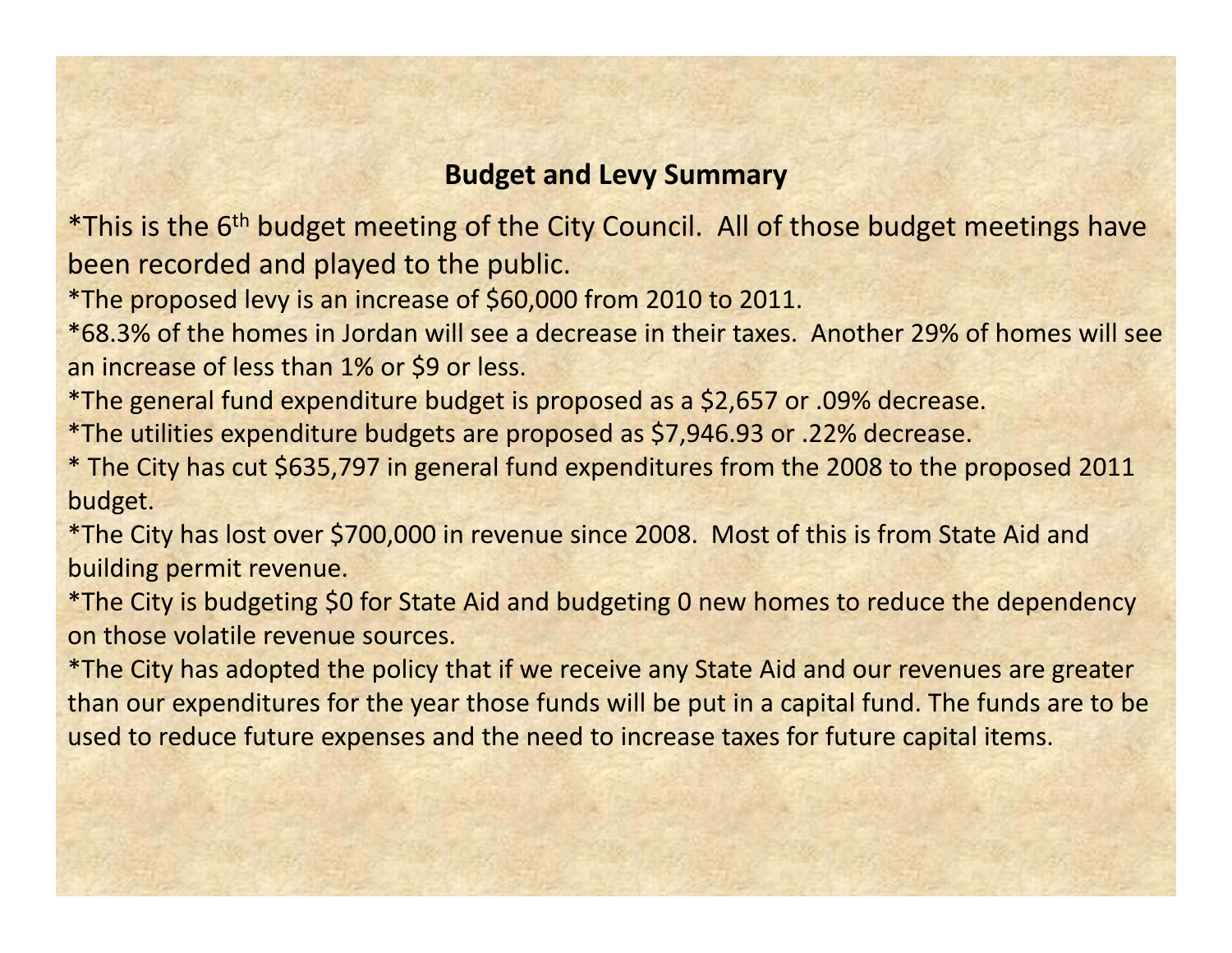## Budget and Levy Summary

*This is the 6th budget meeting of the City Council. All of those budget meetings have been recorded and played to the public.

*The proposed levy is an increase of $60,000 from 2010 to 2011.

*68.3% of the homes in Jordan will see a decrease in their taxes. Another 29% of homes will see an increase of less than 1% or $9 or less.

*The general fund expenditure budget is proposed as a $2,657 or .09% decrease.

*The utilities expenditure budgets are proposed as $7,946.93 or .22% decrease.

* The City has cut $635,797 in general fund expenditures from the 2008 to the proposed 2011 budget.

*The City has lost over $700,000 in revenue since 2008. Most of this is from State Aid and building permit revenue.

*The City is budgeting $0 for State Aid and budgeting 0 new homes to reduce the dependency on those volatile revenue sources.

*The City has adopted the policy that if we receive any State Aid and our revenues are greater than our expenditures for the year those funds will be put in a capital fund. The funds are to be used to reduce future expenses and the need to increase taxes for future capital items.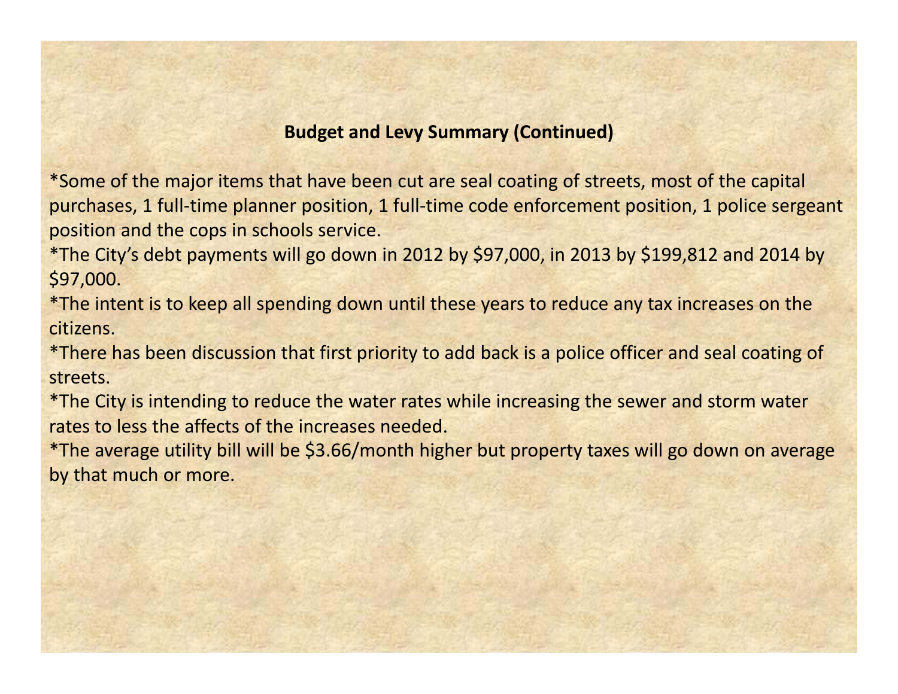## Budget and Levy Summary (Continued)

*Some of the major items that have been cut are seal coating of streets, most of the capital purchases, 1 full-time planner position, 1 full-time code enforcement position, 1 police sergeant position and the cops in schools service.
*The City's debt payments will go down in 2012 by $97,000, in 2013 by $199,812 and 2014 by $97,000.
*The intent is to keep all spending down until these years to reduce any tax increases on the citizens.
*There has been discussion that first priority to add back is a police officer and seal coating of streets.
*The City is intending to reduce the water rates while increasing the sewer and storm water rates to less the affects of the increases needed.
*The average utility bill will be $3.66/month higher but property taxes will go down on average by that much or more.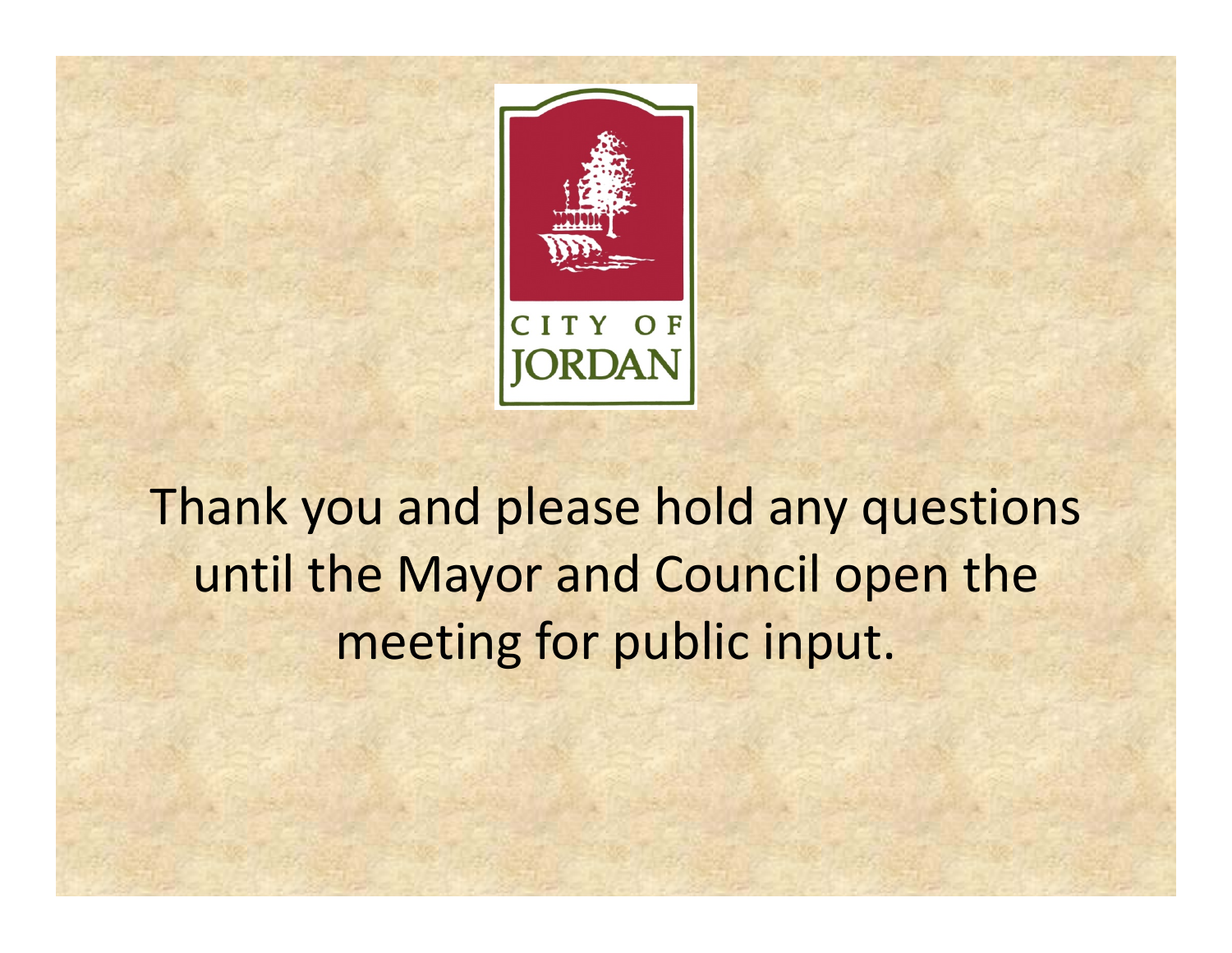CITY OF JORDAN

Thank you and please hold any questions until the Mayor and Council open the meeting for public input.